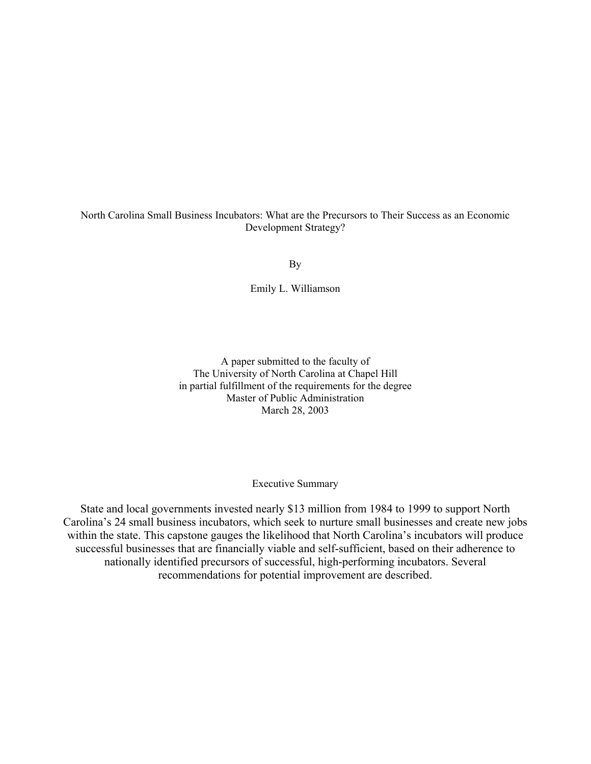# North Carolina Small Business Incubators: What are the Precursors to Their Success as an Economic Development Strategy?

By

Emily L. Williamson

A paper submitted to the faculty of
The University of North Carolina at Chapel Hill
in partial fulfillment of the requirements for the degree
Master of Public Administration
March 28, 2003

## Executive Summary

State and local governments invested nearly $13 million from 1984 to 1999 to support North Carolina's 24 small business incubators, which seek to nurture small businesses and create new jobs within the state. This capstone gauges the likelihood that North Carolina's incubators will produce successful businesses that are financially viable and self-sufficient, based on their adherence to nationally identified precursors of successful, high-performing incubators. Several recommendations for potential improvement are described.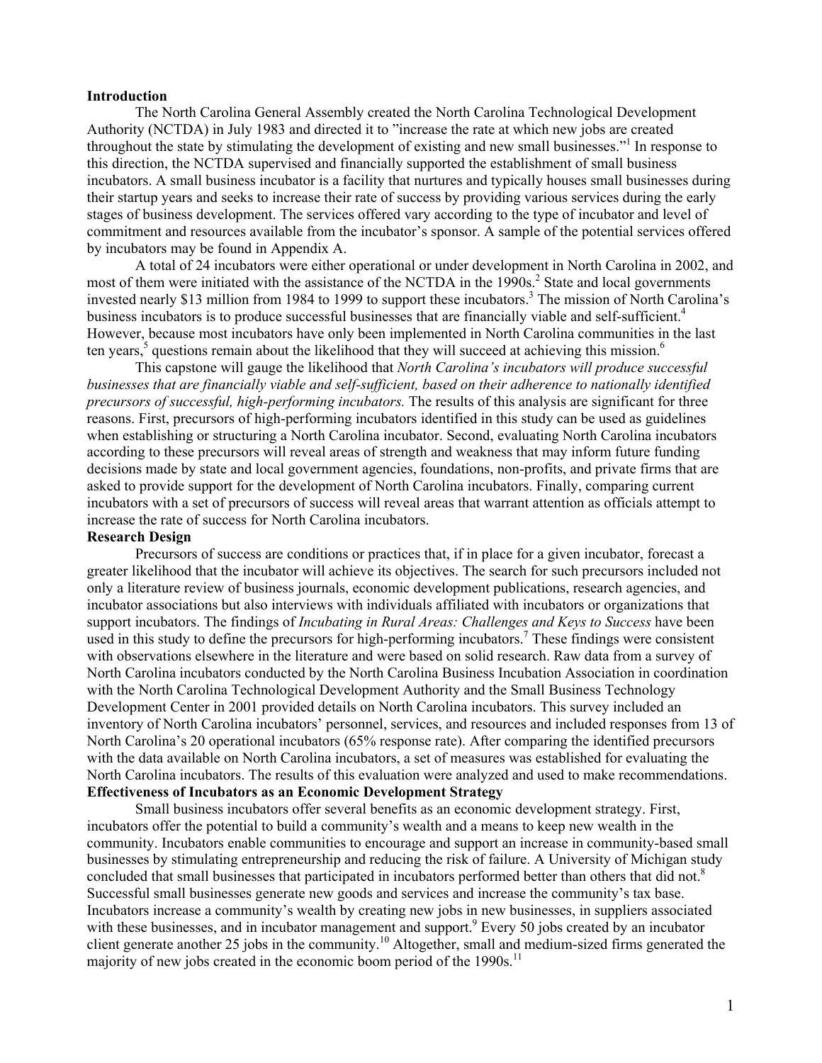## Introduction

The North Carolina General Assembly created the North Carolina Technological Development Authority (NCTDA) in July 1983 and directed it to "increase the rate at which new jobs are created throughout the state by stimulating the development of existing and new small businesses."[1] In response to this direction, the NCTDA supervised and financially supported the establishment of small business incubators. A small business incubator is a facility that nurtures and typically houses small businesses during their startup years and seeks to increase their rate of success by providing various services during the early stages of business development. The services offered vary according to the type of incubator and level of commitment and resources available from the incubator's sponsor. A sample of the potential services offered by incubators may be found in Appendix A.

A total of 24 incubators were either operational or under development in North Carolina in 2002, and most of them were initiated with the assistance of the NCTDA in the 1990s.[2] State and local governments invested nearly $13 million from 1984 to 1999 to support these incubators.[3] The mission of North Carolina's business incubators is to produce successful businesses that are financially viable and self-sufficient.[4] However, because most incubators have only been implemented in North Carolina communities in the last ten years,[5] questions remain about the likelihood that they will succeed at achieving this mission.[6]

This capstone will gauge the likelihood that *North Carolina's incubators will produce successful businesses that are financially viable and self-sufficient, based on their adherence to nationally identified precursors of successful, high-performing incubators.* The results of this analysis are significant for three reasons. First, precursors of high-performing incubators identified in this study can be used as guidelines when establishing or structuring a North Carolina incubator. Second, evaluating North Carolina incubators according to these precursors will reveal areas of strength and weakness that may inform future funding decisions made by state and local government agencies, foundations, non-profits, and private firms that are asked to provide support for the development of North Carolina incubators. Finally, comparing current incubators with a set of precursors of success will reveal areas that warrant attention as officials attempt to increase the rate of success for North Carolina incubators.

## Research Design

Precursors of success are conditions or practices that, if in place for a given incubator, forecast a greater likelihood that the incubator will achieve its objectives. The search for such precursors included not only a literature review of business journals, economic development publications, research agencies, and incubator associations but also interviews with individuals affiliated with incubators or organizations that support incubators. The findings of *Incubating in Rural Areas: Challenges and Keys to Success* have been used in this study to define the precursors for high-performing incubators.[7] These findings were consistent with observations elsewhere in the literature and were based on solid research. Raw data from a survey of North Carolina incubators conducted by the North Carolina Business Incubation Association in coordination with the North Carolina Technological Development Authority and the Small Business Technology Development Center in 2001 provided details on North Carolina incubators. This survey included an inventory of North Carolina incubators' personnel, services, and resources and included responses from 13 of North Carolina's 20 operational incubators (65% response rate). After comparing the identified precursors with the data available on North Carolina incubators, a set of measures was established for evaluating the North Carolina incubators. The results of this evaluation were analyzed and used to make recommendations.

## Effectiveness of Incubators as an Economic Development Strategy

Small business incubators offer several benefits as an economic development strategy. First, incubators offer the potential to build a community's wealth and a means to keep new wealth in the community. Incubators enable communities to encourage and support an increase in community-based small businesses by stimulating entrepreneurship and reducing the risk of failure. A University of Michigan study concluded that small businesses that participated in incubators performed better than others that did not.[8] Successful small businesses generate new goods and services and increase the community's tax base. Incubators increase a community's wealth by creating new jobs in new businesses, in suppliers associated with these businesses, and in incubator management and support.[9] Every 50 jobs created by an incubator client generate another 25 jobs in the community.[10] Altogether, small and medium-sized firms generated the majority of new jobs created in the economic boom period of the 1990s.[11]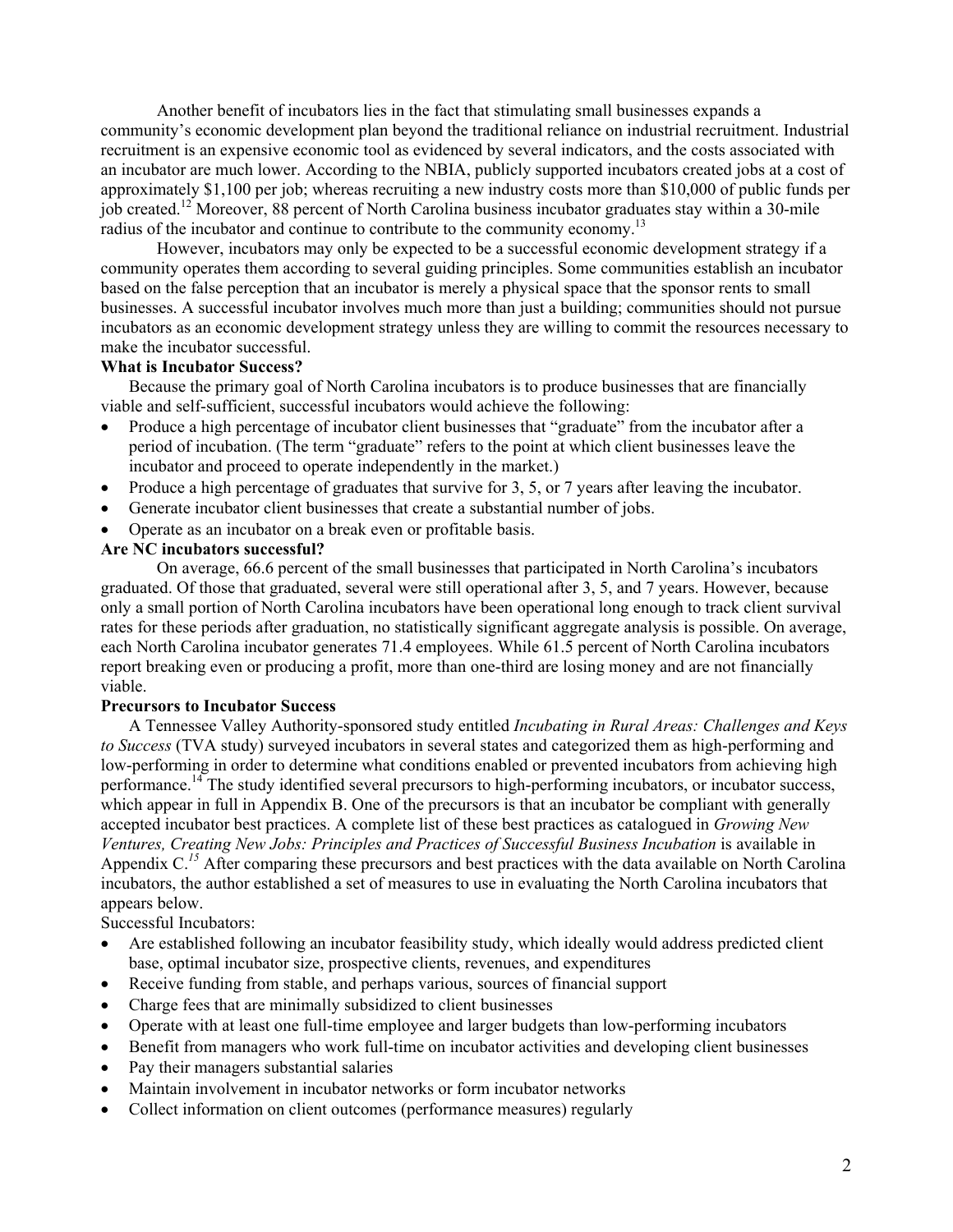Another benefit of incubators lies in the fact that stimulating small businesses expands a community's economic development plan beyond the traditional reliance on industrial recruitment. Industrial recruitment is an expensive economic tool as evidenced by several indicators, and the costs associated with an incubator are much lower. According to the NBIA, publicly supported incubators created jobs at a cost of approximately $1,100 per job; whereas recruiting a new industry costs more than $10,000 of public funds per job created.[12] Moreover, 88 percent of North Carolina business incubator graduates stay within a 30-mile radius of the incubator and continue to contribute to the community economy.[13]

However, incubators may only be expected to be a successful economic development strategy if a community operates them according to several guiding principles. Some communities establish an incubator based on the false perception that an incubator is merely a physical space that the sponsor rents to small businesses. A successful incubator involves much more than just a building; communities should not pursue incubators as an economic development strategy unless they are willing to commit the resources necessary to make the incubator successful.

**What is Incubator Success?**

Because the primary goal of North Carolina incubators is to produce businesses that are financially viable and self-sufficient, successful incubators would achieve the following:

- Produce a high percentage of incubator client businesses that "graduate" from the incubator after a period of incubation. (The term "graduate" refers to the point at which client businesses leave the incubator and proceed to operate independently in the market.)
- Produce a high percentage of graduates that survive for 3, 5, or 7 years after leaving the incubator.
- Generate incubator client businesses that create a substantial number of jobs.
- Operate as an incubator on a break even or profitable basis.

**Are NC incubators successful?**

On average, 66.6 percent of the small businesses that participated in North Carolina's incubators graduated. Of those that graduated, several were still operational after 3, 5, and 7 years. However, because only a small portion of North Carolina incubators have been operational long enough to track client survival rates for these periods after graduation, no statistically significant aggregate analysis is possible. On average, each North Carolina incubator generates 71.4 employees. While 61.5 percent of North Carolina incubators report breaking even or producing a profit, more than one-third are losing money and are not financially viable.

**Precursors to Incubator Success**

A Tennessee Valley Authority-sponsored study entitled *Incubating in Rural Areas: Challenges and Keys to Success* (TVA study) surveyed incubators in several states and categorized them as high-performing and low-performing in order to determine what conditions enabled or prevented incubators from achieving high performance.[14] The study identified several precursors to high-performing incubators, or incubator success, which appear in full in Appendix B. One of the precursors is that an incubator be compliant with generally accepted incubator best practices. A complete list of these best practices as catalogued in *Growing New Ventures, Creating New Jobs: Principles and Practices of Successful Business Incubation* is available in Appendix C.[15] After comparing these precursors and best practices with the data available on North Carolina incubators, the author established a set of measures to use in evaluating the North Carolina incubators that appears below.

Successful Incubators:

- Are established following an incubator feasibility study, which ideally would address predicted client base, optimal incubator size, prospective clients, revenues, and expenditures
- Receive funding from stable, and perhaps various, sources of financial support
- Charge fees that are minimally subsidized to client businesses
- Operate with at least one full-time employee and larger budgets than low-performing incubators
- Benefit from managers who work full-time on incubator activities and developing client businesses
- Pay their managers substantial salaries
- Maintain involvement in incubator networks or form incubator networks
- Collect information on client outcomes (performance measures) regularly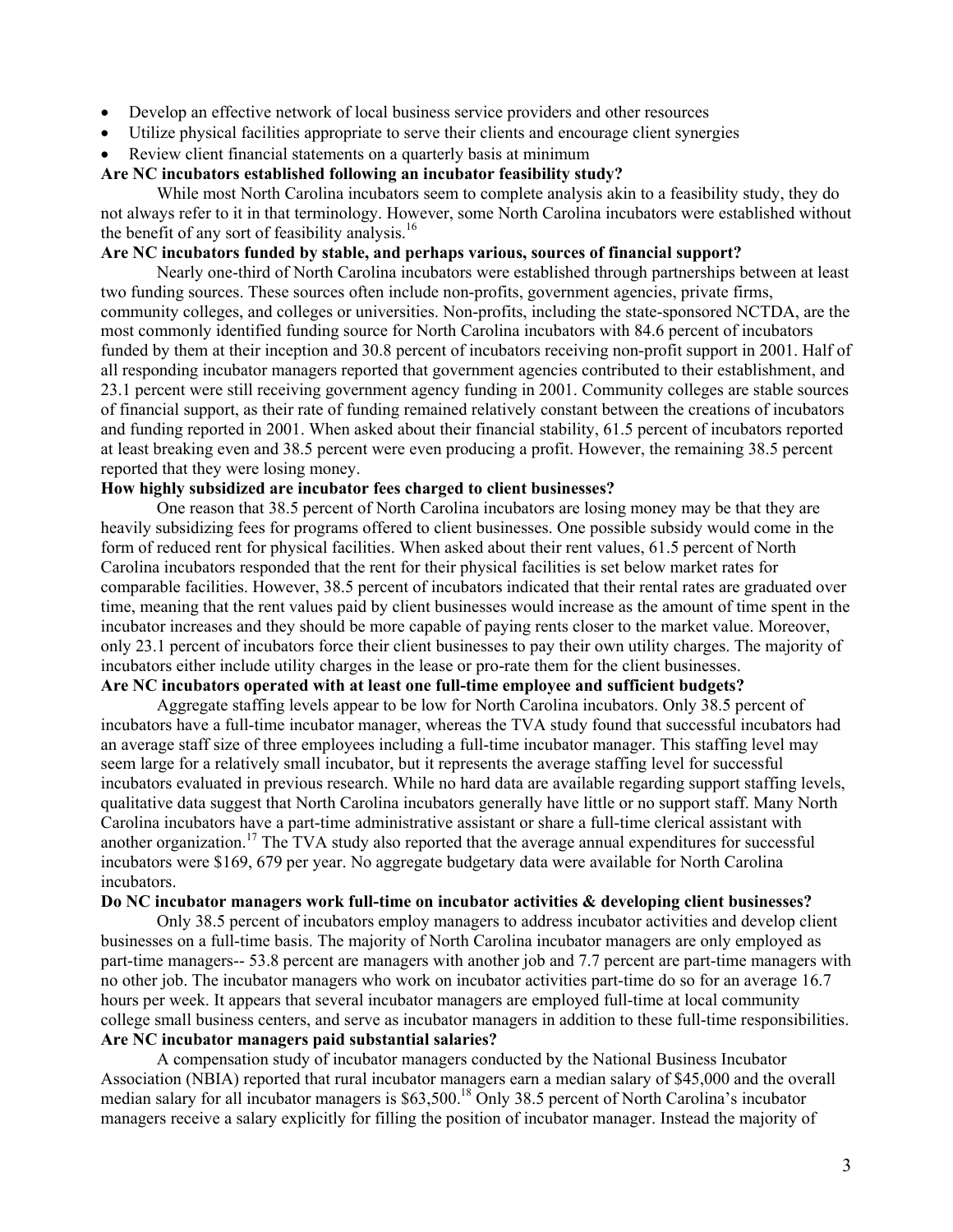- Develop an effective network of local business service providers and other resources
- Utilize physical facilities appropriate to serve their clients and encourage client synergies
- Review client financial statements on a quarterly basis at minimum

**Are NC incubators established following an incubator feasibility study?**

While most North Carolina incubators seem to complete analysis akin to a feasibility study, they do not always refer to it in that terminology. However, some North Carolina incubators were established without the benefit of any sort of feasibility analysis.[16]

**Are NC incubators funded by stable, and perhaps various, sources of financial support?**

Nearly one-third of North Carolina incubators were established through partnerships between at least two funding sources. These sources often include non-profits, government agencies, private firms, community colleges, and colleges or universities. Non-profits, including the state-sponsored NCTDA, are the most commonly identified funding source for North Carolina incubators with 84.6 percent of incubators funded by them at their inception and 30.8 percent of incubators receiving non-profit support in 2001. Half of all responding incubator managers reported that government agencies contributed to their establishment, and 23.1 percent were still receiving government agency funding in 2001. Community colleges are stable sources of financial support, as their rate of funding remained relatively constant between the creations of incubators and funding reported in 2001. When asked about their financial stability, 61.5 percent of incubators reported at least breaking even and 38.5 percent were even producing a profit. However, the remaining 38.5 percent reported that they were losing money.

**How highly subsidized are incubator fees charged to client businesses?**

One reason that 38.5 percent of North Carolina incubators are losing money may be that they are heavily subsidizing fees for programs offered to client businesses. One possible subsidy would come in the form of reduced rent for physical facilities. When asked about their rent values, 61.5 percent of North Carolina incubators responded that the rent for their physical facilities is set below market rates for comparable facilities. However, 38.5 percent of incubators indicated that their rental rates are graduated over time, meaning that the rent values paid by client businesses would increase as the amount of time spent in the incubator increases and they should be more capable of paying rents closer to the market value. Moreover, only 23.1 percent of incubators force their client businesses to pay their own utility charges. The majority of incubators either include utility charges in the lease or pro-rate them for the client businesses.

**Are NC incubators operated with at least one full-time employee and sufficient budgets?**

Aggregate staffing levels appear to be low for North Carolina incubators. Only 38.5 percent of incubators have a full-time incubator manager, whereas the TVA study found that successful incubators had an average staff size of three employees including a full-time incubator manager. This staffing level may seem large for a relatively small incubator, but it represents the average staffing level for successful incubators evaluated in previous research. While no hard data are available regarding support staffing levels, qualitative data suggest that North Carolina incubators generally have little or no support staff. Many North Carolina incubators have a part-time administrative assistant or share a full-time clerical assistant with another organization.[17] The TVA study also reported that the average annual expenditures for successful incubators were $169, 679 per year. No aggregate budgetary data were available for North Carolina incubators.

**Do NC incubator managers work full-time on incubator activities & developing client businesses?**

Only 38.5 percent of incubators employ managers to address incubator activities and develop client businesses on a full-time basis. The majority of North Carolina incubator managers are only employed as part-time managers-- 53.8 percent are managers with another job and 7.7 percent are part-time managers with no other job. The incubator managers who work on incubator activities part-time do so for an average 16.7 hours per week. It appears that several incubator managers are employed full-time at local community college small business centers, and serve as incubator managers in addition to these full-time responsibilities.

**Are NC incubator managers paid substantial salaries?**

A compensation study of incubator managers conducted by the National Business Incubator Association (NBIA) reported that rural incubator managers earn a median salary of $45,000 and the overall median salary for all incubator managers is $63,500.[18] Only 38.5 percent of North Carolina's incubator managers receive a salary explicitly for filling the position of incubator manager. Instead the majority of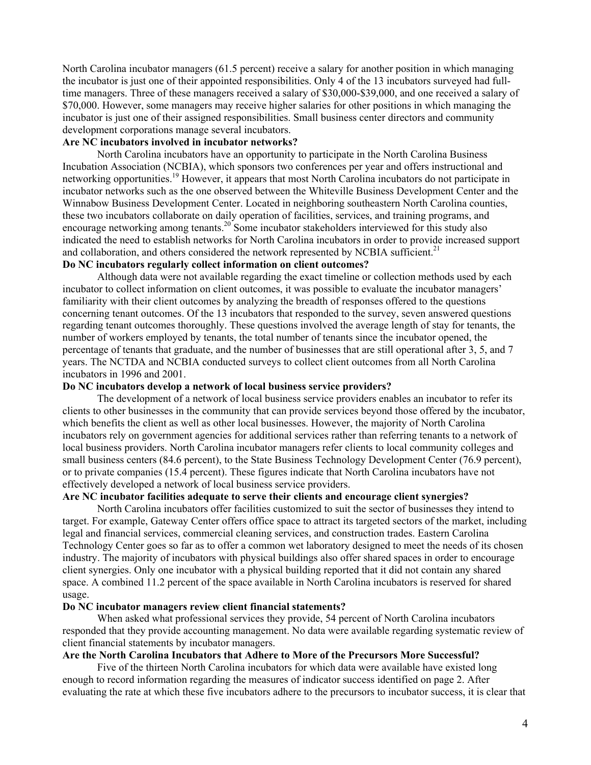North Carolina incubator managers (61.5 percent) receive a salary for another position in which managing the incubator is just one of their appointed responsibilities. Only 4 of the 13 incubators surveyed had full-time managers. Three of these managers received a salary of $30,000-$39,000, and one received a salary of $70,000. However, some managers may receive higher salaries for other positions in which managing the incubator is just one of their assigned responsibilities. Small business center directors and community development corporations manage several incubators.

**Are NC incubators involved in incubator networks?**

North Carolina incubators have an opportunity to participate in the North Carolina Business Incubation Association (NCBIA), which sponsors two conferences per year and offers instructional and networking opportunities.[19] However, it appears that most North Carolina incubators do not participate in incubator networks such as the one observed between the Whiteville Business Development Center and the Winnabow Business Development Center. Located in neighboring southeastern North Carolina counties, these two incubators collaborate on daily operation of facilities, services, and training programs, and encourage networking among tenants.[20] Some incubator stakeholders interviewed for this study also indicated the need to establish networks for North Carolina incubators in order to provide increased support and collaboration, and others considered the network represented by NCBIA sufficient.[21]

**Do NC incubators regularly collect information on client outcomes?**

Although data were not available regarding the exact timeline or collection methods used by each incubator to collect information on client outcomes, it was possible to evaluate the incubator managers' familiarity with their client outcomes by analyzing the breadth of responses offered to the questions concerning tenant outcomes. Of the 13 incubators that responded to the survey, seven answered questions regarding tenant outcomes thoroughly. These questions involved the average length of stay for tenants, the number of workers employed by tenants, the total number of tenants since the incubator opened, the percentage of tenants that graduate, and the number of businesses that are still operational after 3, 5, and 7 years. The NCTDA and NCBIA conducted surveys to collect client outcomes from all North Carolina incubators in 1996 and 2001.

**Do NC incubators develop a network of local business service providers?**

The development of a network of local business service providers enables an incubator to refer its clients to other businesses in the community that can provide services beyond those offered by the incubator, which benefits the client as well as other local businesses. However, the majority of North Carolina incubators rely on government agencies for additional services rather than referring tenants to a network of local business providers. North Carolina incubator managers refer clients to local community colleges and small business centers (84.6 percent), to the State Business Technology Development Center (76.9 percent), or to private companies (15.4 percent). These figures indicate that North Carolina incubators have not effectively developed a network of local business service providers.

**Are NC incubator facilities adequate to serve their clients and encourage client synergies?**

North Carolina incubators offer facilities customized to suit the sector of businesses they intend to target. For example, Gateway Center offers office space to attract its targeted sectors of the market, including legal and financial services, commercial cleaning services, and construction trades. Eastern Carolina Technology Center goes so far as to offer a common wet laboratory designed to meet the needs of its chosen industry. The majority of incubators with physical buildings also offer shared spaces in order to encourage client synergies. Only one incubator with a physical building reported that it did not contain any shared space. A combined 11.2 percent of the space available in North Carolina incubators is reserved for shared usage.

**Do NC incubator managers review client financial statements?**

When asked what professional services they provide, 54 percent of North Carolina incubators responded that they provide accounting management. No data were available regarding systematic review of client financial statements by incubator managers.

**Are the North Carolina Incubators that Adhere to More of the Precursors More Successful?**

Five of the thirteen North Carolina incubators for which data were available have existed long enough to record information regarding the measures of indicator success identified on page 2. After evaluating the rate at which these five incubators adhere to the precursors to incubator success, it is clear that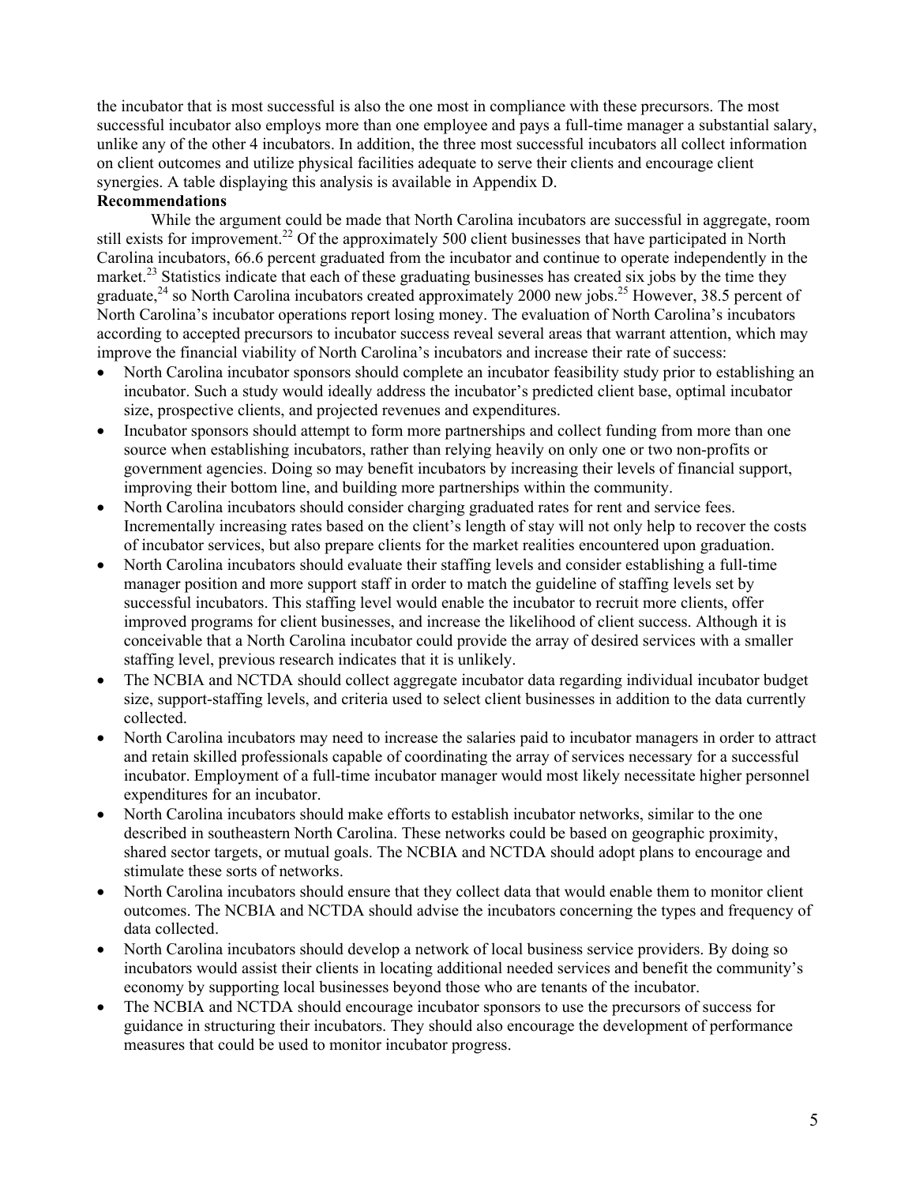the incubator that is most successful is also the one most in compliance with these precursors. The most successful incubator also employs more than one employee and pays a full-time manager a substantial salary, unlike any of the other 4 incubators. In addition, the three most successful incubators all collect information on client outcomes and utilize physical facilities adequate to serve their clients and encourage client synergies. A table displaying this analysis is available in Appendix D.

**Recommendations**

While the argument could be made that North Carolina incubators are successful in aggregate, room still exists for improvement.[22] Of the approximately 500 client businesses that have participated in North Carolina incubators, 66.6 percent graduated from the incubator and continue to operate independently in the market.[23] Statistics indicate that each of these graduating businesses has created six jobs by the time they graduate,[24] so North Carolina incubators created approximately 2000 new jobs.[25] However, 38.5 percent of North Carolina's incubator operations report losing money. The evaluation of North Carolina's incubators according to accepted precursors to incubator success reveal several areas that warrant attention, which may improve the financial viability of North Carolina's incubators and increase their rate of success:

- North Carolina incubator sponsors should complete an incubator feasibility study prior to establishing an incubator. Such a study would ideally address the incubator's predicted client base, optimal incubator size, prospective clients, and projected revenues and expenditures.
- Incubator sponsors should attempt to form more partnerships and collect funding from more than one source when establishing incubators, rather than relying heavily on only one or two non-profits or government agencies. Doing so may benefit incubators by increasing their levels of financial support, improving their bottom line, and building more partnerships within the community.
- North Carolina incubators should consider charging graduated rates for rent and service fees. Incrementally increasing rates based on the client's length of stay will not only help to recover the costs of incubator services, but also prepare clients for the market realities encountered upon graduation.
- North Carolina incubators should evaluate their staffing levels and consider establishing a full-time manager position and more support staff in order to match the guideline of staffing levels set by successful incubators. This staffing level would enable the incubator to recruit more clients, offer improved programs for client businesses, and increase the likelihood of client success. Although it is conceivable that a North Carolina incubator could provide the array of desired services with a smaller staffing level, previous research indicates that it is unlikely.
- The NCBIA and NCTDA should collect aggregate incubator data regarding individual incubator budget size, support-staffing levels, and criteria used to select client businesses in addition to the data currently collected.
- North Carolina incubators may need to increase the salaries paid to incubator managers in order to attract and retain skilled professionals capable of coordinating the array of services necessary for a successful incubator. Employment of a full-time incubator manager would most likely necessitate higher personnel expenditures for an incubator.
- North Carolina incubators should make efforts to establish incubator networks, similar to the one described in southeastern North Carolina. These networks could be based on geographic proximity, shared sector targets, or mutual goals. The NCBIA and NCTDA should adopt plans to encourage and stimulate these sorts of networks.
- North Carolina incubators should ensure that they collect data that would enable them to monitor client outcomes. The NCBIA and NCTDA should advise the incubators concerning the types and frequency of data collected.
- North Carolina incubators should develop a network of local business service providers. By doing so incubators would assist their clients in locating additional needed services and benefit the community's economy by supporting local businesses beyond those who are tenants of the incubator.
- The NCBIA and NCTDA should encourage incubator sponsors to use the precursors of success for guidance in structuring their incubators. They should also encourage the development of performance measures that could be used to monitor incubator progress.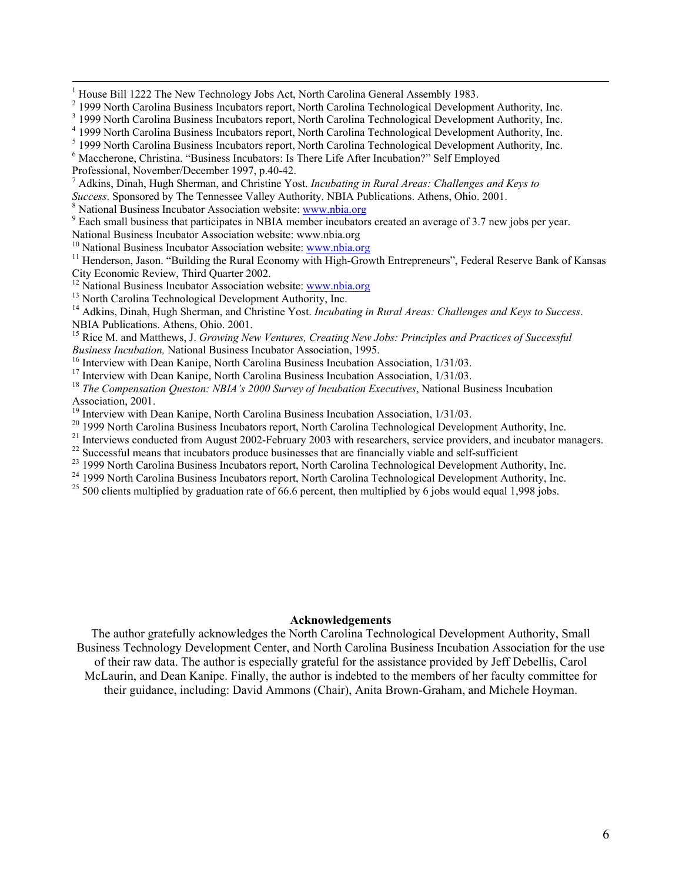[1] House Bill 1222 The New Technology Jobs Act, North Carolina General Assembly 1983.

[2] 1999 North Carolina Business Incubators report, North Carolina Technological Development Authority, Inc.

[3] 1999 North Carolina Business Incubators report, North Carolina Technological Development Authority, Inc.

[4] 1999 North Carolina Business Incubators report, North Carolina Technological Development Authority, Inc.

[5] 1999 North Carolina Business Incubators report, North Carolina Technological Development Authority, Inc.

[6] Maccherone, Christina. "Business Incubators: Is There Life After Incubation?" Self Employed Professional, November/December 1997, p.40-42.

[7] Adkins, Dinah, Hugh Sherman, and Christine Yost. *Incubating in Rural Areas: Challenges and Keys to Success*. Sponsored by The Tennessee Valley Authority. NBIA Publications. Athens, Ohio. 2001.

[8] National Business Incubator Association website: www.nbia.org

[9] Each small business that participates in NBIA member incubators created an average of 3.7 new jobs per year. National Business Incubator Association website: www.nbia.org

[10] National Business Incubator Association website: www.nbia.org

[11] Henderson, Jason. "Building the Rural Economy with High-Growth Entrepreneurs", Federal Reserve Bank of Kansas City Economic Review, Third Quarter 2002.

[12] National Business Incubator Association website: www.nbia.org

[13] North Carolina Technological Development Authority, Inc.

[14] Adkins, Dinah, Hugh Sherman, and Christine Yost. *Incubating in Rural Areas: Challenges and Keys to Success*. NBIA Publications. Athens, Ohio. 2001.

[15] Rice M. and Matthews, J. *Growing New Ventures, Creating New Jobs: Principles and Practices of Successful Business Incubation,* National Business Incubator Association, 1995.

[16] Interview with Dean Kanipe, North Carolina Business Incubation Association, 1/31/03.

[17] Interview with Dean Kanipe, North Carolina Business Incubation Association, 1/31/03.

[18] *The Compensation Queston: NBIA's 2000 Survey of Incubation Executives*, National Business Incubation Association, 2001.

[19] Interview with Dean Kanipe, North Carolina Business Incubation Association, 1/31/03.

[20] 1999 North Carolina Business Incubators report, North Carolina Technological Development Authority, Inc.

[21] Interviews conducted from August 2002-February 2003 with researchers, service providers, and incubator managers.

[22] Successful means that incubators produce businesses that are financially viable and self-sufficient

[23] 1999 North Carolina Business Incubators report, North Carolina Technological Development Authority, Inc.

[24] 1999 North Carolina Business Incubators report, North Carolina Technological Development Authority, Inc.

[25] 500 clients multiplied by graduation rate of 66.6 percent, then multiplied by 6 jobs would equal 1,998 jobs.

**Acknowledgements**

The author gratefully acknowledges the North Carolina Technological Development Authority, Small Business Technology Development Center, and North Carolina Business Incubation Association for the use of their raw data. The author is especially grateful for the assistance provided by Jeff Debellis, Carol McLaurin, and Dean Kanipe. Finally, the author is indebted to the members of her faculty committee for their guidance, including: David Ammons (Chair), Anita Brown-Graham, and Michele Hoyman.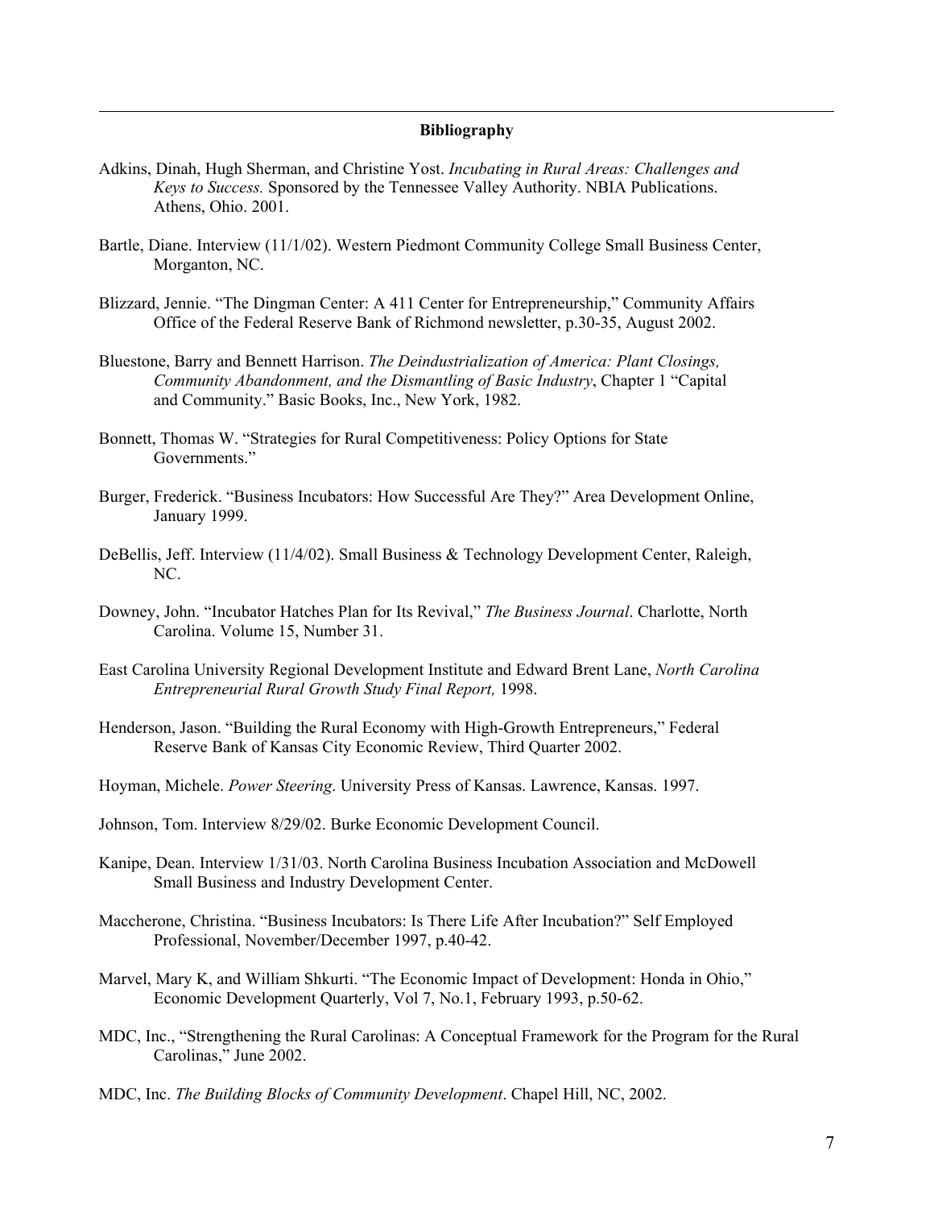**Bibliography**

Adkins, Dinah, Hugh Sherman, and Christine Yost. *Incubating in Rural Areas: Challenges and Keys to Success.* Sponsored by the Tennessee Valley Authority. NBIA Publications. Athens, Ohio. 2001.

Bartle, Diane. Interview (11/1/02). Western Piedmont Community College Small Business Center, Morganton, NC.

Blizzard, Jennie. "The Dingman Center: A 411 Center for Entrepreneurship," Community Affairs Office of the Federal Reserve Bank of Richmond newsletter, p.30-35, August 2002.

Bluestone, Barry and Bennett Harrison. *The Deindustrialization of America: Plant Closings, Community Abandonment, and the Dismantling of Basic Industry*, Chapter 1 "Capital and Community." Basic Books, Inc., New York, 1982.

Bonnett, Thomas W. "Strategies for Rural Competitiveness: Policy Options for State Governments."

Burger, Frederick. "Business Incubators: How Successful Are They?" Area Development Online, January 1999.

DeBellis, Jeff. Interview (11/4/02). Small Business & Technology Development Center, Raleigh, NC.

Downey, John. "Incubator Hatches Plan for Its Revival," *The Business Journal*. Charlotte, North Carolina. Volume 15, Number 31.

East Carolina University Regional Development Institute and Edward Brent Lane, *North Carolina Entrepreneurial Rural Growth Study Final Report,* 1998.

Henderson, Jason. "Building the Rural Economy with High-Growth Entrepreneurs," Federal Reserve Bank of Kansas City Economic Review, Third Quarter 2002.

Hoyman, Michele. *Power Steering*. University Press of Kansas. Lawrence, Kansas. 1997.

Johnson, Tom. Interview 8/29/02. Burke Economic Development Council.

Kanipe, Dean. Interview 1/31/03. North Carolina Business Incubation Association and McDowell Small Business and Industry Development Center.

Maccherone, Christina. "Business Incubators: Is There Life After Incubation?" Self Employed Professional, November/December 1997, p.40-42.

Marvel, Mary K, and William Shkurti. "The Economic Impact of Development: Honda in Ohio," Economic Development Quarterly, Vol 7, No.1, February 1993, p.50-62.

MDC, Inc., "Strengthening the Rural Carolinas: A Conceptual Framework for the Program for the Rural Carolinas," June 2002.

MDC, Inc. *The Building Blocks of Community Development*. Chapel Hill, NC, 2002.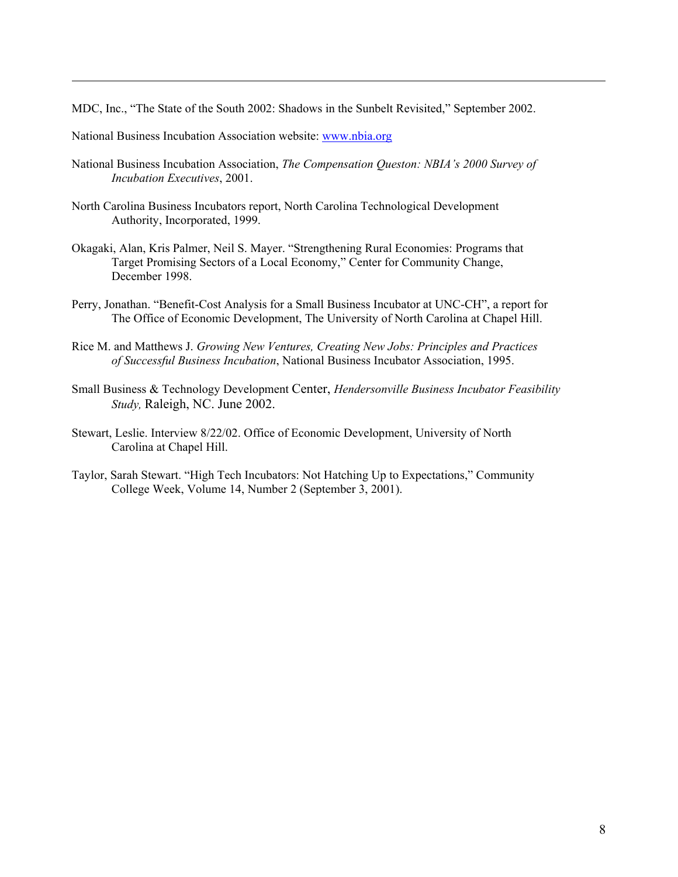MDC, Inc., "The State of the South 2002: Shadows in the Sunbelt Revisited," September 2002.

National Business Incubation Association website: www.nbia.org

National Business Incubation Association, *The Compensation Queston: NBIA's 2000 Survey of Incubation Executives*, 2001.

North Carolina Business Incubators report, North Carolina Technological Development Authority, Incorporated, 1999.

Okagaki, Alan, Kris Palmer, Neil S. Mayer. "Strengthening Rural Economies: Programs that Target Promising Sectors of a Local Economy," Center for Community Change, December 1998.

Perry, Jonathan. "Benefit-Cost Analysis for a Small Business Incubator at UNC-CH", a report for The Office of Economic Development, The University of North Carolina at Chapel Hill.

Rice M. and Matthews J. *Growing New Ventures, Creating New Jobs: Principles and Practices of Successful Business Incubation*, National Business Incubator Association, 1995.

Small Business & Technology Development Center, *Hendersonville Business Incubator Feasibility Study,* Raleigh, NC. June 2002.

Stewart, Leslie. Interview 8/22/02. Office of Economic Development, University of North Carolina at Chapel Hill.

Taylor, Sarah Stewart. "High Tech Incubators: Not Hatching Up to Expectations," Community College Week, Volume 14, Number 2 (September 3, 2001).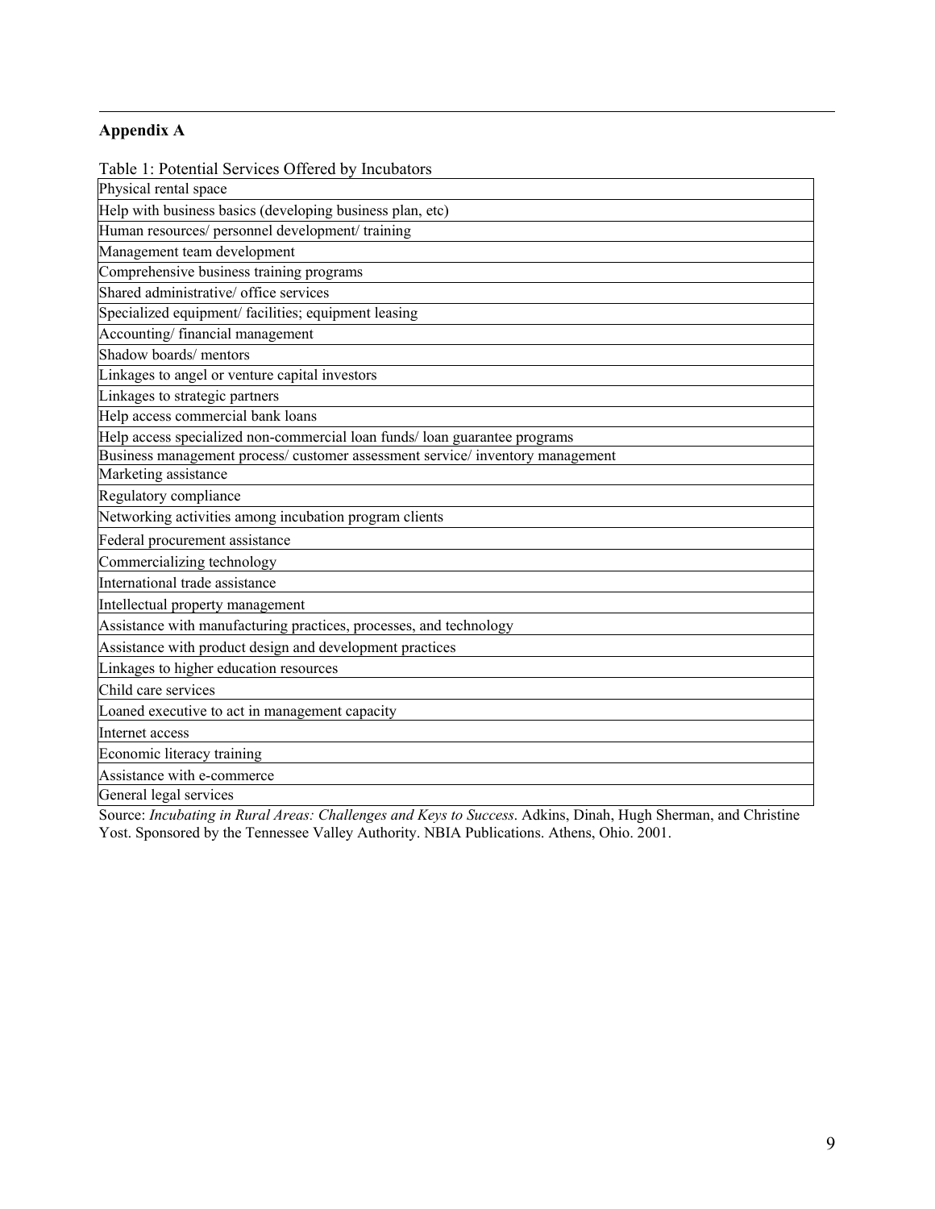## Appendix A

Table 1: Potential Services Offered by Incubators

| Physical rental space |
|---|
| Help with business basics (developing business plan, etc) |
| Human resources/ personnel development/ training |
| Management team development |
| Comprehensive business training programs |
| Shared administrative/ office services |
| Specialized equipment/ facilities; equipment leasing |
| Accounting/ financial management |
| Shadow boards/ mentors |
| Linkages to angel or venture capital investors |
| Linkages to strategic partners |
| Help access commercial bank loans |
| Help access specialized non-commercial loan funds/ loan guarantee programs |
| Business management process/ customer assessment service/ inventory management |
| Marketing assistance |
| Regulatory compliance |
| Networking activities among incubation program clients |
| Federal procurement assistance |
| Commercializing technology |
| International trade assistance |
| Intellectual property management |
| Assistance with manufacturing practices, processes, and technology |
| Assistance with product design and development practices |
| Linkages to higher education resources |
| Child care services |
| Loaned executive to act in management capacity |
| Internet access |
| Economic literacy training |
| Assistance with e-commerce |
| General legal services |

Source: *Incubating in Rural Areas: Challenges and Keys to Success*. Adkins, Dinah, Hugh Sherman, and Christine Yost. Sponsored by the Tennessee Valley Authority. NBIA Publications. Athens, Ohio. 2001.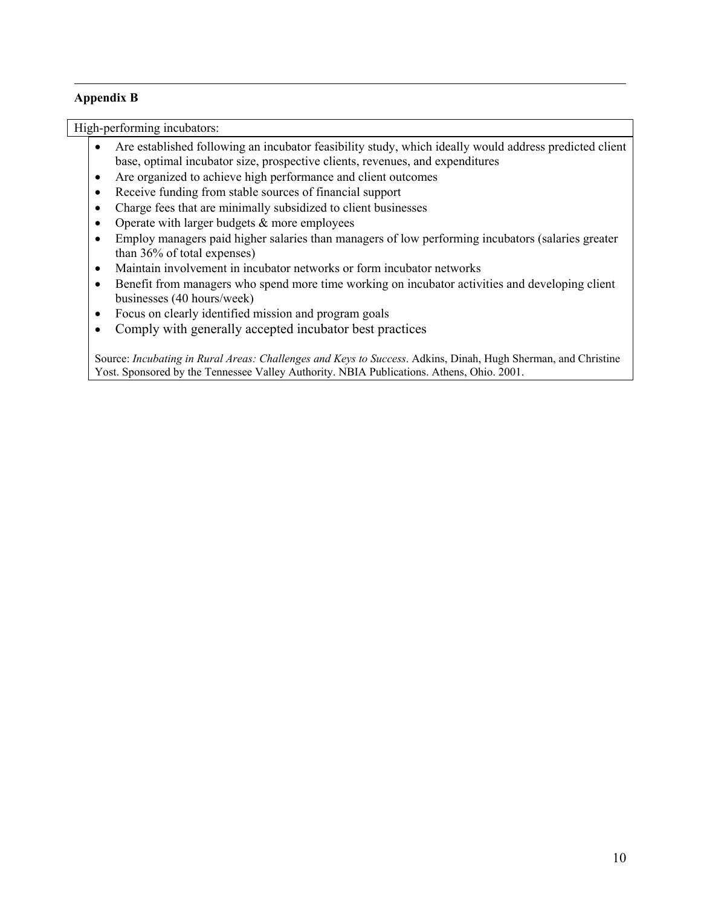**Appendix B**

High-performing incubators:

- Are established following an incubator feasibility study, which ideally would address predicted client base, optimal incubator size, prospective clients, revenues, and expenditures
- Are organized to achieve high performance and client outcomes
- Receive funding from stable sources of financial support
- Charge fees that are minimally subsidized to client businesses
- Operate with larger budgets & more employees
- Employ managers paid higher salaries than managers of low performing incubators (salaries greater than 36% of total expenses)
- Maintain involvement in incubator networks or form incubator networks
- Benefit from managers who spend more time working on incubator activities and developing client businesses (40 hours/week)
- Focus on clearly identified mission and program goals
- Comply with generally accepted incubator best practices

Source: *Incubating in Rural Areas: Challenges and Keys to Success*. Adkins, Dinah, Hugh Sherman, and Christine Yost. Sponsored by the Tennessee Valley Authority. NBIA Publications. Athens, Ohio. 2001.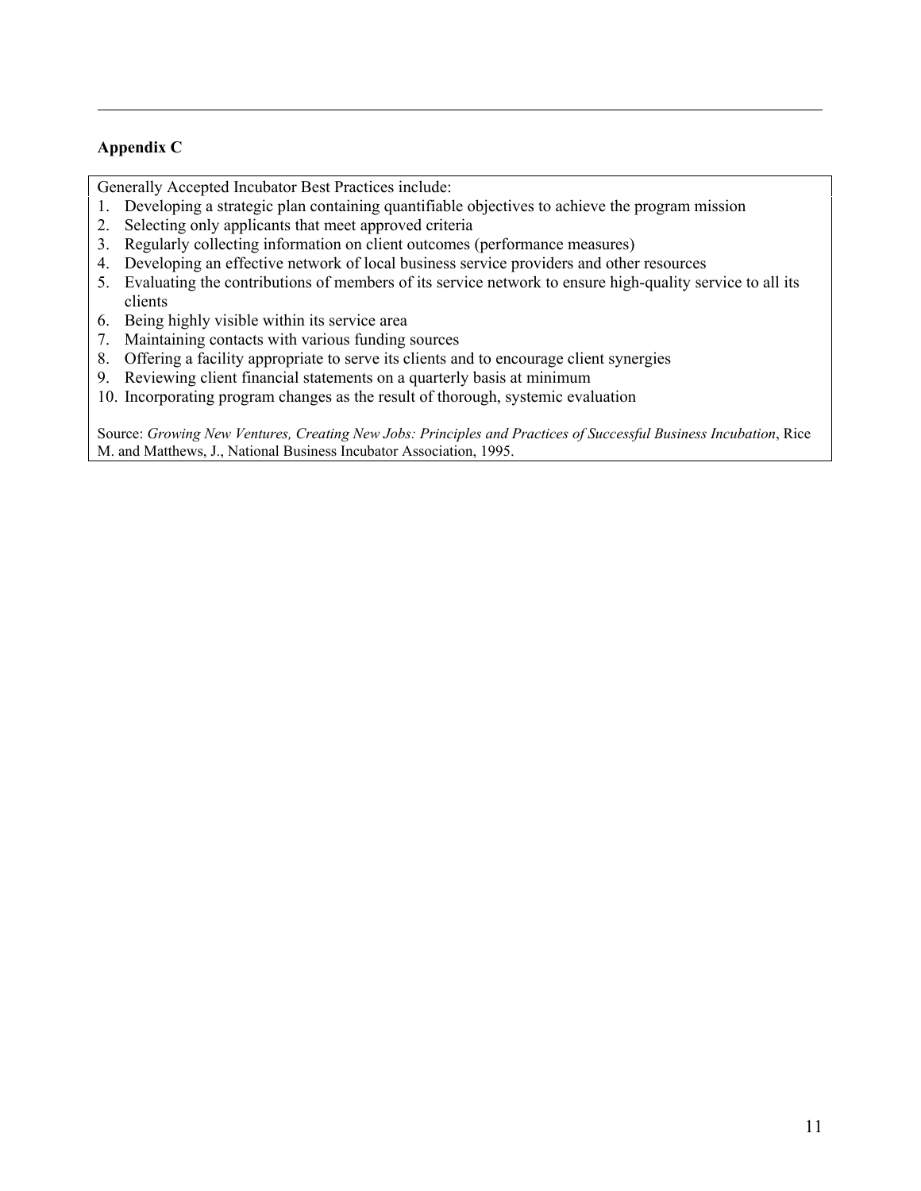**Appendix C**

Generally Accepted Incubator Best Practices include:

1. Developing a strategic plan containing quantifiable objectives to achieve the program mission
2. Selecting only applicants that meet approved criteria
3. Regularly collecting information on client outcomes (performance measures)
4. Developing an effective network of local business service providers and other resources
5. Evaluating the contributions of members of its service network to ensure high-quality service to all its clients
6. Being highly visible within its service area
7. Maintaining contacts with various funding sources
8. Offering a facility appropriate to serve its clients and to encourage client synergies
9. Reviewing client financial statements on a quarterly basis at minimum
10. Incorporating program changes as the result of thorough, systemic evaluation

Source: *Growing New Ventures, Creating New Jobs: Principles and Practices of Successful Business Incubation*, Rice M. and Matthews, J., National Business Incubator Association, 1995.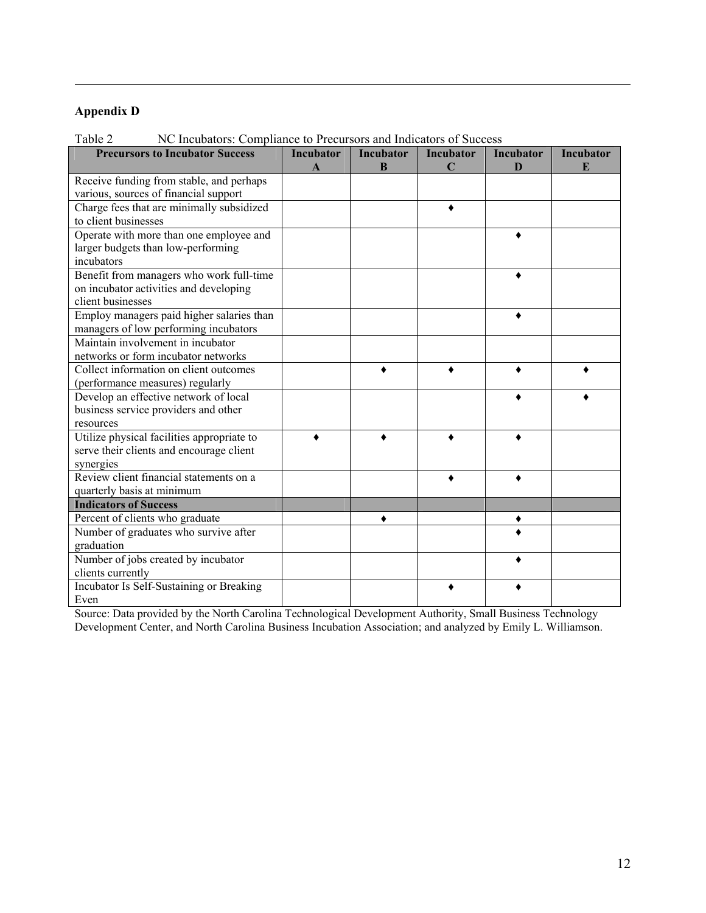## Appendix D

Table 2 NC Incubators: Compliance to Precursors and Indicators of Success

| Precursors to Incubator Success | Incubator A | Incubator B | Incubator C | Incubator D | Incubator E |
|---|---|---|---|---|---|
| Receive funding from stable, and perhaps various, sources of financial support | | | | | |
| Charge fees that are minimally subsidized to client businesses | | | ♦ | | |
| Operate with more than one employee and larger budgets than low-performing incubators | | | | ♦ | |
| Benefit from managers who work full-time on incubator activities and developing client businesses | | | | ♦ | |
| Employ managers paid higher salaries than managers of low performing incubators | | | | ♦ | |
| Maintain involvement in incubator networks or form incubator networks | | | | | |
| Collect information on client outcomes (performance measures) regularly | | ♦ | ♦ | ♦ | ♦ |
| Develop an effective network of local business service providers and other resources | | | | ♦ | ♦ |
| Utilize physical facilities appropriate to serve their clients and encourage client synergies | ♦ | ♦ | ♦ | ♦ | |
| Review client financial statements on a quarterly basis at minimum | | | ♦ | ♦ | |
| **Indicators of Success** | | | | | |
| Percent of clients who graduate | | ♦ | | ♦ | |
| Number of graduates who survive after graduation | | | | ♦ | |
| Number of jobs created by incubator clients currently | | | | ♦ | |
| Incubator Is Self-Sustaining or Breaking Even | | | ♦ | ♦ | |

Source: Data provided by the North Carolina Technological Development Authority, Small Business Technology Development Center, and North Carolina Business Incubation Association; and analyzed by Emily L. Williamson.